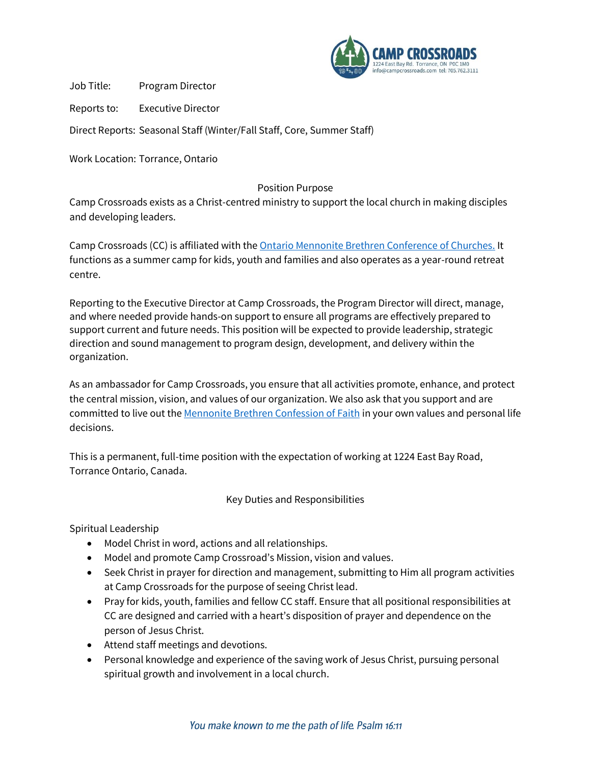CAMP CROSSROADS
1224 East Bay Rd. Torrance, ON P0C 1M0
info@campcrossroads.com tel: 705.762.3111

Job Title: Program Director

Reports to: Executive Director

Direct Reports: Seasonal Staff (Winter/Fall Staff, Core, Summer Staff)

Work Location: Torrance, Ontario

## Position Purpose

Camp Crossroads exists as a Christ-centred ministry to support the local church in making disciples and developing leaders.

Camp Crossroads (CC) is affiliated with the Ontario Mennonite Brethren Conference of Churches. It functions as a summer camp for kids, youth and families and also operates as a year-round retreat centre.

Reporting to the Executive Director at Camp Crossroads, the Program Director will direct, manage, and where needed provide hands-on support to ensure all programs are effectively prepared to support current and future needs. This position will be expected to provide leadership, strategic direction and sound management to program design, development, and delivery within the organization.

As an ambassador for Camp Crossroads, you ensure that all activities promote, enhance, and protect the central mission, vision, and values of our organization. We also ask that you support and are committed to live out the Mennonite Brethren Confession of Faith in your own values and personal life decisions.

This is a permanent, full-time position with the expectation of working at 1224 East Bay Road, Torrance Ontario, Canada.

## Key Duties and Responsibilities

### Spiritual Leadership

- Model Christ in word, actions and all relationships.
- Model and promote Camp Crossroad's Mission, vision and values.
- Seek Christ in prayer for direction and management, submitting to Him all program activities at Camp Crossroads for the purpose of seeing Christ lead.
- Pray for kids, youth, families and fellow CC staff. Ensure that all positional responsibilities at CC are designed and carried with a heart's disposition of prayer and dependence on the person of Jesus Christ.
- Attend staff meetings and devotions.
- Personal knowledge and experience of the saving work of Jesus Christ, pursuing personal spiritual growth and involvement in a local church.

*You make known to me the path of life. Psalm 16:11*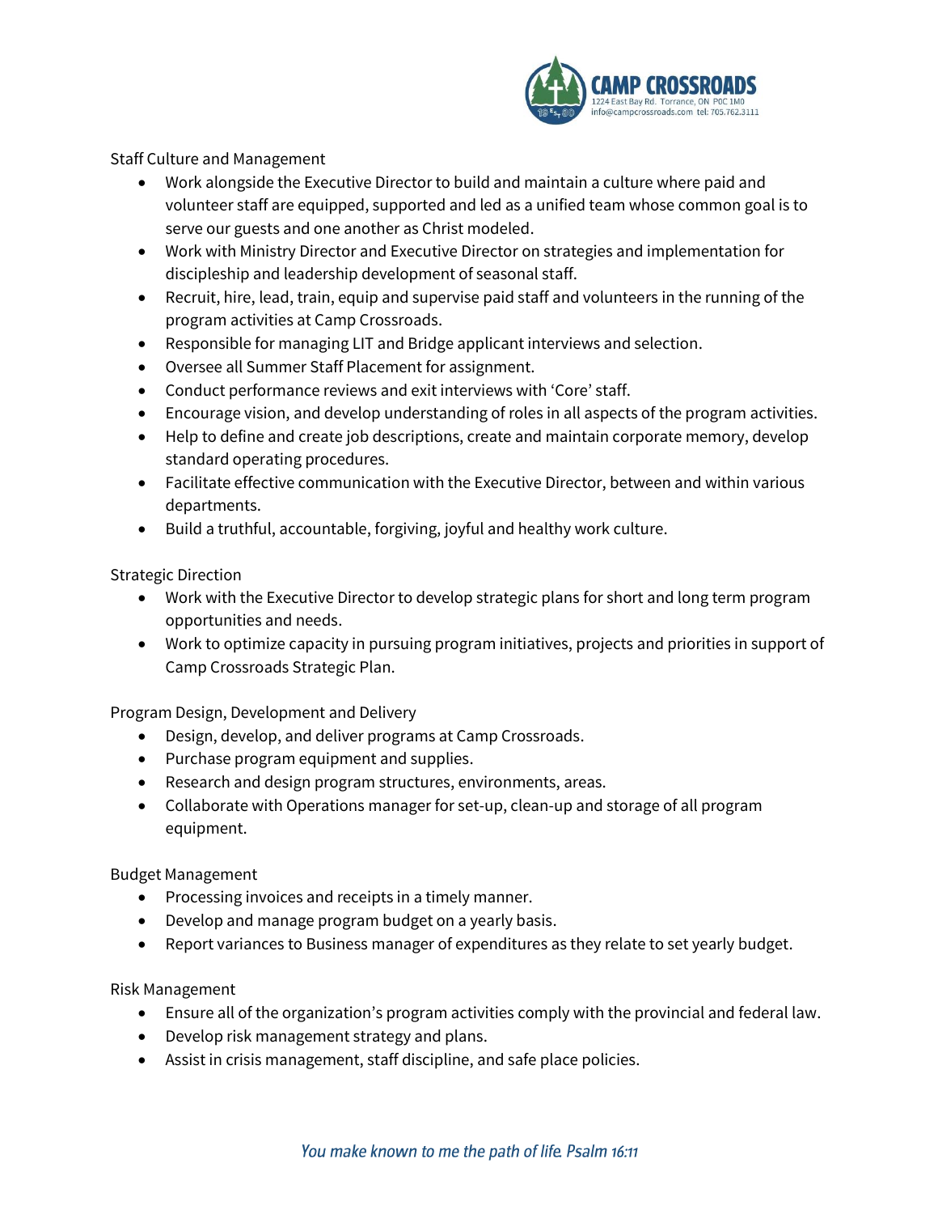Staff Culture and Management

- Work alongside the Executive Director to build and maintain a culture where paid and volunteer staff are equipped, supported and led as a unified team whose common goal is to serve our guests and one another as Christ modeled.
- Work with Ministry Director and Executive Director on strategies and implementation for discipleship and leadership development of seasonal staff.
- Recruit, hire, lead, train, equip and supervise paid staff and volunteers in the running of the program activities at Camp Crossroads.
- Responsible for managing LIT and Bridge applicant interviews and selection.
- Oversee all Summer Staff Placement for assignment.
- Conduct performance reviews and exit interviews with 'Core' staff.
- Encourage vision, and develop understanding of roles in all aspects of the program activities.
- Help to define and create job descriptions, create and maintain corporate memory, develop standard operating procedures.
- Facilitate effective communication with the Executive Director, between and within various departments.
- Build a truthful, accountable, forgiving, joyful and healthy work culture.

Strategic Direction

- Work with the Executive Director to develop strategic plans for short and long term program opportunities and needs.
- Work to optimize capacity in pursuing program initiatives, projects and priorities in support of Camp Crossroads Strategic Plan.

Program Design, Development and Delivery

- Design, develop, and deliver programs at Camp Crossroads.
- Purchase program equipment and supplies.
- Research and design program structures, environments, areas.
- Collaborate with Operations manager for set-up, clean-up and storage of all program equipment.

Budget Management

- Processing invoices and receipts in a timely manner.
- Develop and manage program budget on a yearly basis.
- Report variances to Business manager of expenditures as they relate to set yearly budget.

Risk Management

- Ensure all of the organization's program activities comply with the provincial and federal law.
- Develop risk management strategy and plans.
- Assist in crisis management, staff discipline, and safe place policies.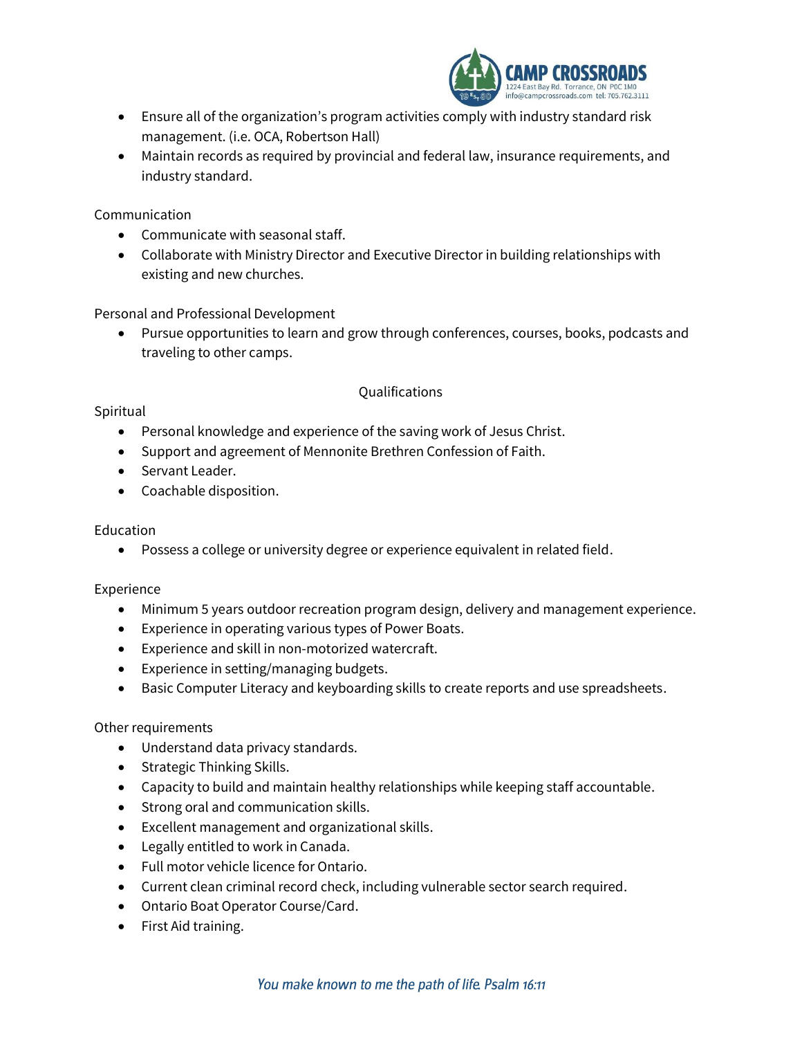- Ensure all of the organization's program activities comply with industry standard risk management. (i.e. OCA, Robertson Hall)
- Maintain records as required by provincial and federal law, insurance requirements, and industry standard.

Communication

- Communicate with seasonal staff.
- Collaborate with Ministry Director and Executive Director in building relationships with existing and new churches.

Personal and Professional Development

- Pursue opportunities to learn and grow through conferences, courses, books, podcasts and traveling to other camps.

## Qualifications

Spiritual

- Personal knowledge and experience of the saving work of Jesus Christ.
- Support and agreement of Mennonite Brethren Confession of Faith.
- Servant Leader.
- Coachable disposition.

Education

- Possess a college or university degree or experience equivalent in related field.

Experience

- Minimum 5 years outdoor recreation program design, delivery and management experience.
- Experience in operating various types of Power Boats.
- Experience and skill in non-motorized watercraft.
- Experience in setting/managing budgets.
- Basic Computer Literacy and keyboarding skills to create reports and use spreadsheets.

Other requirements

- Understand data privacy standards.
- Strategic Thinking Skills.
- Capacity to build and maintain healthy relationships while keeping staff accountable.
- Strong oral and communication skills.
- Excellent management and organizational skills.
- Legally entitled to work in Canada.
- Full motor vehicle licence for Ontario.
- Current clean criminal record check, including vulnerable sector search required.
- Ontario Boat Operator Course/Card.
- First Aid training.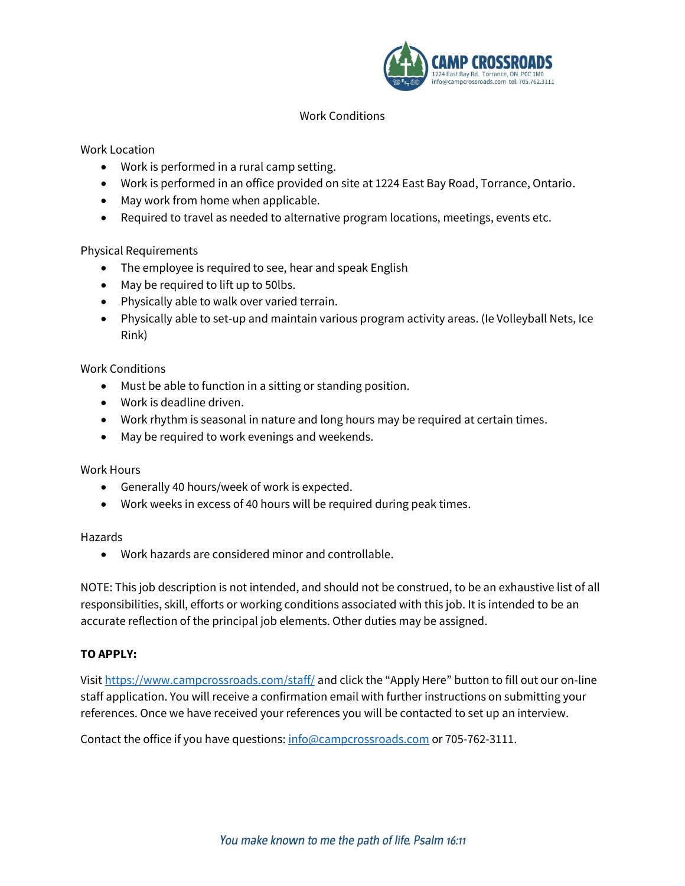CAMP CROSSROADS
1224 East Bay Rd. Torrance, ON P0C 1M0
info@campcrossroads.com tel: 705.762.3111

## Work Conditions

### Work Location

- Work is performed in a rural camp setting.
- Work is performed in an office provided on site at 1224 East Bay Road, Torrance, Ontario.
- May work from home when applicable.
- Required to travel as needed to alternative program locations, meetings, events etc.

### Physical Requirements

- The employee is required to see, hear and speak English
- May be required to lift up to 50lbs.
- Physically able to walk over varied terrain.
- Physically able to set-up and maintain various program activity areas. (Ie Volleyball Nets, Ice Rink)

### Work Conditions

- Must be able to function in a sitting or standing position.
- Work is deadline driven.
- Work rhythm is seasonal in nature and long hours may be required at certain times.
- May be required to work evenings and weekends.

### Work Hours

- Generally 40 hours/week of work is expected.
- Work weeks in excess of 40 hours will be required during peak times.

### Hazards

- Work hazards are considered minor and controllable.

NOTE: This job description is not intended, and should not be construed, to be an exhaustive list of all responsibilities, skill, efforts or working conditions associated with this job. It is intended to be an accurate reflection of the principal job elements. Other duties may be assigned.

**TO APPLY:**

Visit https://www.campcrossroads.com/staff/ and click the "Apply Here" button to fill out our on-line staff application. You will receive a confirmation email with further instructions on submitting your references. Once we have received your references you will be contacted to set up an interview.

Contact the office if you have questions: info@campcrossroads.com or 705-762-3111.

*You make known to me the path of life. Psalm 16:11*